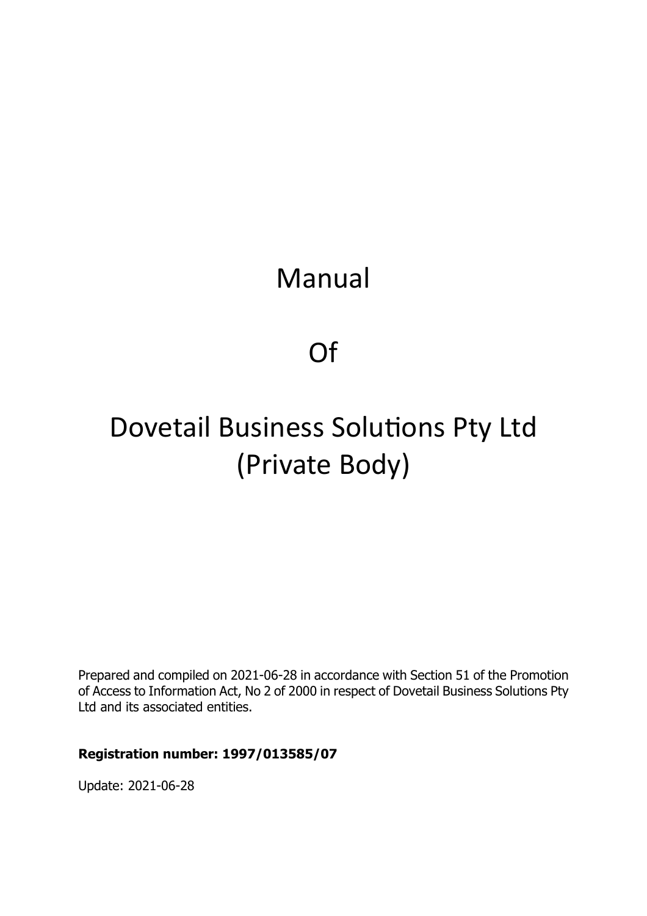# Manual

# Of

# Dovetail Business Solutions Pty Ltd (Private Body)

Prepared and compiled on 2021-06-28 in accordance with Section 51 of the Promotion of Access to Information Act, No 2 of 2000 in respect of Dovetail Business Solutions Pty Ltd and its associated entities.

**Registration number: 1997/013585/07**

Update: 2021-06-28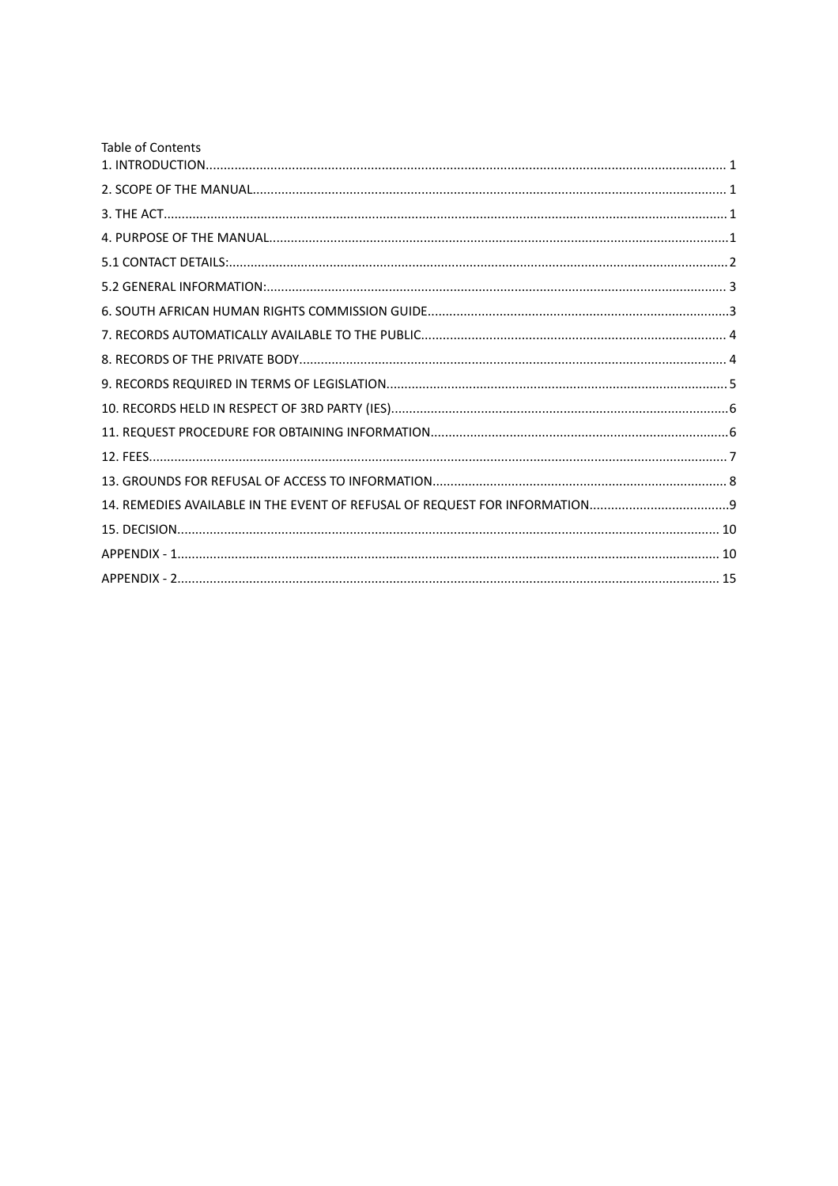Table of Contents

1. INTRODUCTION.......................................................................................................... 1
2. SCOPE OF THE MANUAL.......................................................................................... 1
3. THE ACT..................................................................................................................... 1
4. PURPOSE OF THE MANUAL..................................................................................... 1

5.1 CONTACT DETAILS:.................................................................................................. 2

5.2 GENERAL INFORMATION:........................................................................................ 3

6. SOUTH AFRICAN HUMAN RIGHTS COMMISSION GUIDE....................................... 3
7. RECORDS AUTOMATICALLY AVAILABLE TO THE PUBLIC..................................... 4
8. RECORDS OF THE PRIVATE BODY........................................................................ 4
9. RECORDS REQUIRED IN TERMS OF LEGISLATION............................................... 5
10. RECORDS HELD IN RESPECT OF 3RD PARTY (IES)............................................ 6
11. REQUEST PROCEDURE FOR OBTAINING INFORMATION.................................... 6
12. FEES........................................................................................................................ 7
13. GROUNDS FOR REFUSAL OF ACCESS TO INFORMATION.................................. 8
14. REMEDIES AVAILABLE IN THE EVENT OF REFUSAL OF REQUEST FOR INFORMATION....... 9
15. DECISION................................................................................................................ 10

APPENDIX - 1.............................................................................................................. 10

APPENDIX - 2.............................................................................................................. 15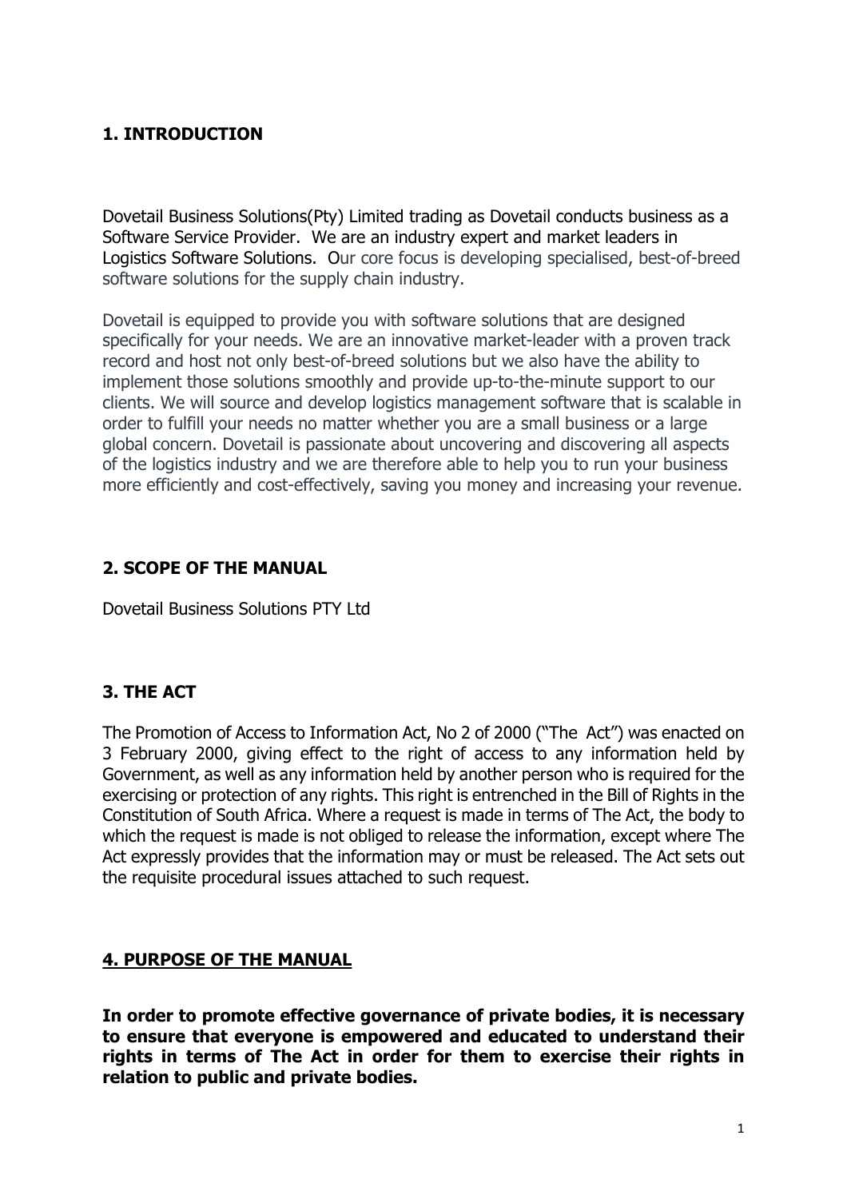## 1. INTRODUCTION

Dovetail Business Solutions(Pty) Limited trading as Dovetail conducts business as a Software Service Provider. We are an industry expert and market leaders in Logistics Software Solutions. Our core focus is developing specialised, best-of-breed software solutions for the supply chain industry.

Dovetail is equipped to provide you with software solutions that are designed specifically for your needs. We are an innovative market-leader with a proven track record and host not only best-of-breed solutions but we also have the ability to implement those solutions smoothly and provide up-to-the-minute support to our clients. We will source and develop logistics management software that is scalable in order to fulfill your needs no matter whether you are a small business or a large global concern. Dovetail is passionate about uncovering and discovering all aspects of the logistics industry and we are therefore able to help you to run your business more efficiently and cost-effectively, saving you money and increasing your revenue.

## 2. SCOPE OF THE MANUAL

Dovetail Business Solutions PTY Ltd

## 3. THE ACT

The Promotion of Access to Information Act, No 2 of 2000 ("The Act") was enacted on 3 February 2000, giving effect to the right of access to any information held by Government, as well as any information held by another person who is required for the exercising or protection of any rights. This right is entrenched in the Bill of Rights in the Constitution of South Africa. Where a request is made in terms of The Act, the body to which the request is made is not obliged to release the information, except where The Act expressly provides that the information may or must be released. The Act sets out the requisite procedural issues attached to such request.

## 4. PURPOSE OF THE MANUAL

**In order to promote effective governance of private bodies, it is necessary to ensure that everyone is empowered and educated to understand their rights in terms of The Act in order for them to exercise their rights in relation to public and private bodies.**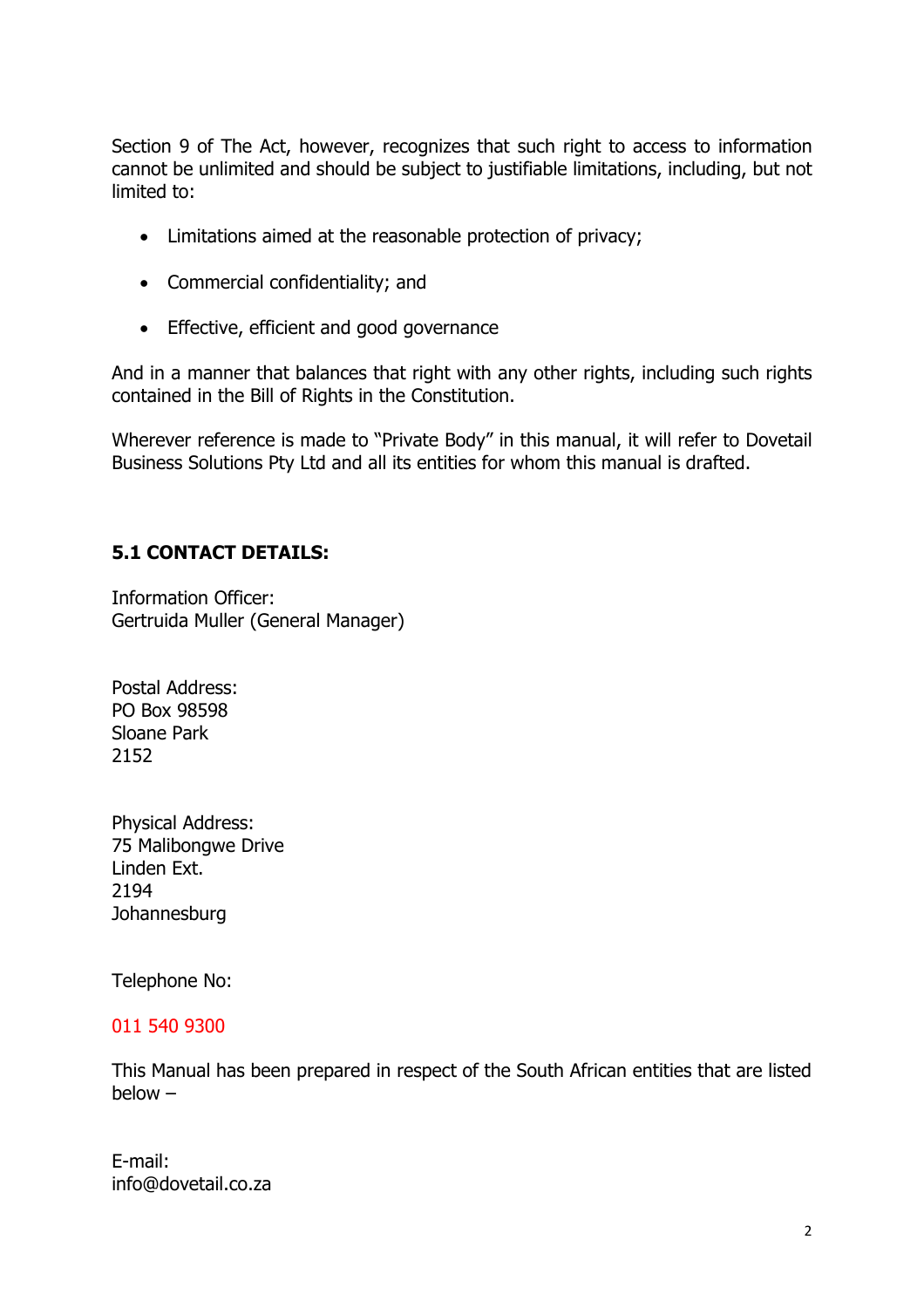Section 9 of The Act, however, recognizes that such right to access to information cannot be unlimited and should be subject to justifiable limitations, including, but not limited to:

- Limitations aimed at the reasonable protection of privacy;
- Commercial confidentiality; and
- Effective, efficient and good governance

And in a manner that balances that right with any other rights, including such rights contained in the Bill of Rights in the Constitution.

Wherever reference is made to "Private Body" in this manual, it will refer to Dovetail Business Solutions Pty Ltd and all its entities for whom this manual is drafted.

### 5.1 CONTACT DETAILS:

Information Officer:
Gertruida Muller (General Manager)

Postal Address:
PO Box 98598
Sloane Park
2152

Physical Address:
75 Malibongwe Drive
Linden Ext.
2194
Johannesburg

Telephone No:

011 540 9300

This Manual has been prepared in respect of the South African entities that are listed below –

E-mail:
info@dovetail.co.za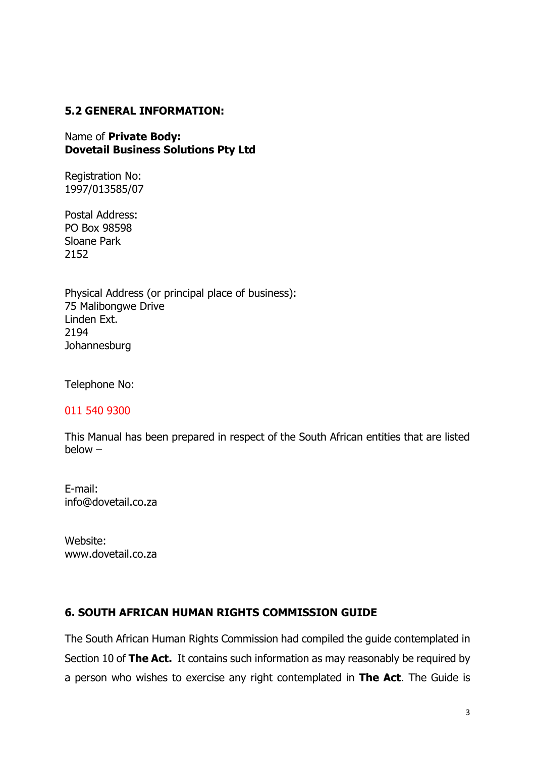## 5.2 GENERAL INFORMATION:

Name of **Private Body:**
**Dovetail Business Solutions Pty Ltd**

Registration No:
1997/013585/07

Postal Address:
PO Box 98598
Sloane Park
2152

Physical Address (or principal place of business):
75 Malibongwe Drive
Linden Ext.
2194
Johannesburg

Telephone No:

011 540 9300

This Manual has been prepared in respect of the South African entities that are listed below –

E-mail:
info@dovetail.co.za

Website:
www.dovetail.co.za

## 6. SOUTH AFRICAN HUMAN RIGHTS COMMISSION GUIDE

The South African Human Rights Commission had compiled the guide contemplated in Section 10 of **The Act.** It contains such information as may reasonably be required by a person who wishes to exercise any right contemplated in **The Act**. The Guide is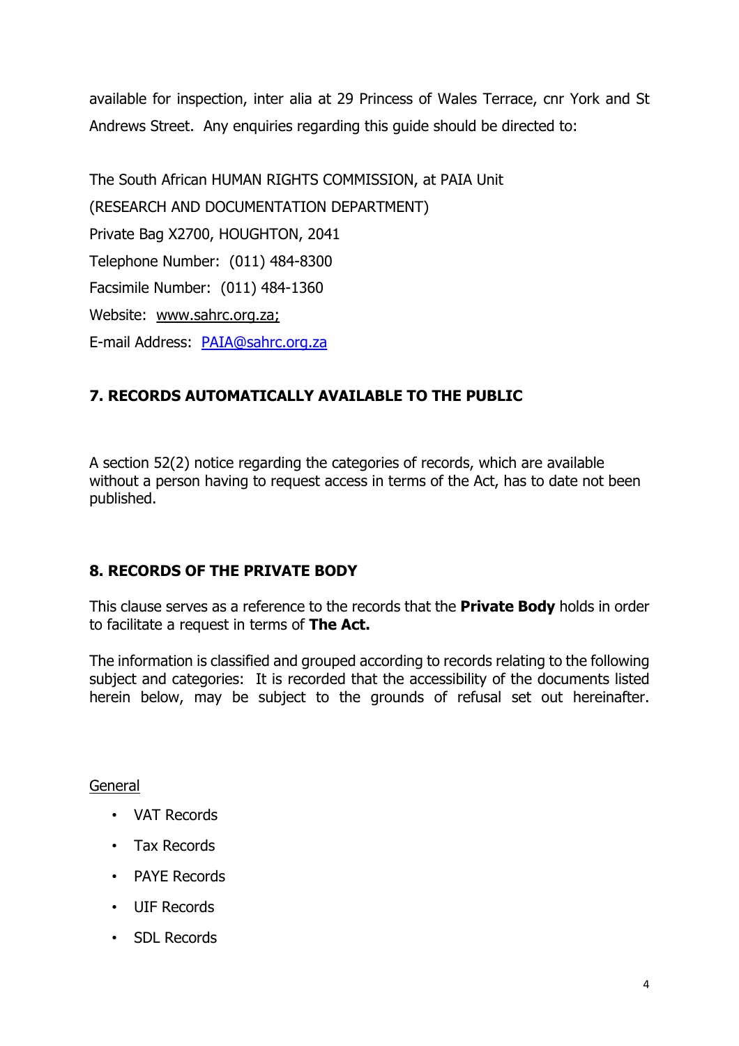available for inspection, inter alia at 29 Princess of Wales Terrace, cnr York and St Andrews Street. Any enquiries regarding this guide should be directed to:

The South African HUMAN RIGHTS COMMISSION, at PAIA Unit
(RESEARCH AND DOCUMENTATION DEPARTMENT)
Private Bag X2700, HOUGHTON, 2041
Telephone Number: (011) 484-8300
Facsimile Number: (011) 484-1360
Website: www.sahrc.org.za;
E-mail Address: PAIA@sahrc.org.za

## 7. RECORDS AUTOMATICALLY AVAILABLE TO THE PUBLIC

A section 52(2) notice regarding the categories of records, which are available without a person having to request access in terms of the Act, has to date not been published.

## 8. RECORDS OF THE PRIVATE BODY

This clause serves as a reference to the records that the **Private Body** holds in order to facilitate a request in terms of **The Act.**

The information is classified and grouped according to records relating to the following subject and categories: It is recorded that the accessibility of the documents listed herein below, may be subject to the grounds of refusal set out hereinafter.

General

- VAT Records
- Tax Records
- PAYE Records
- UIF Records
- SDL Records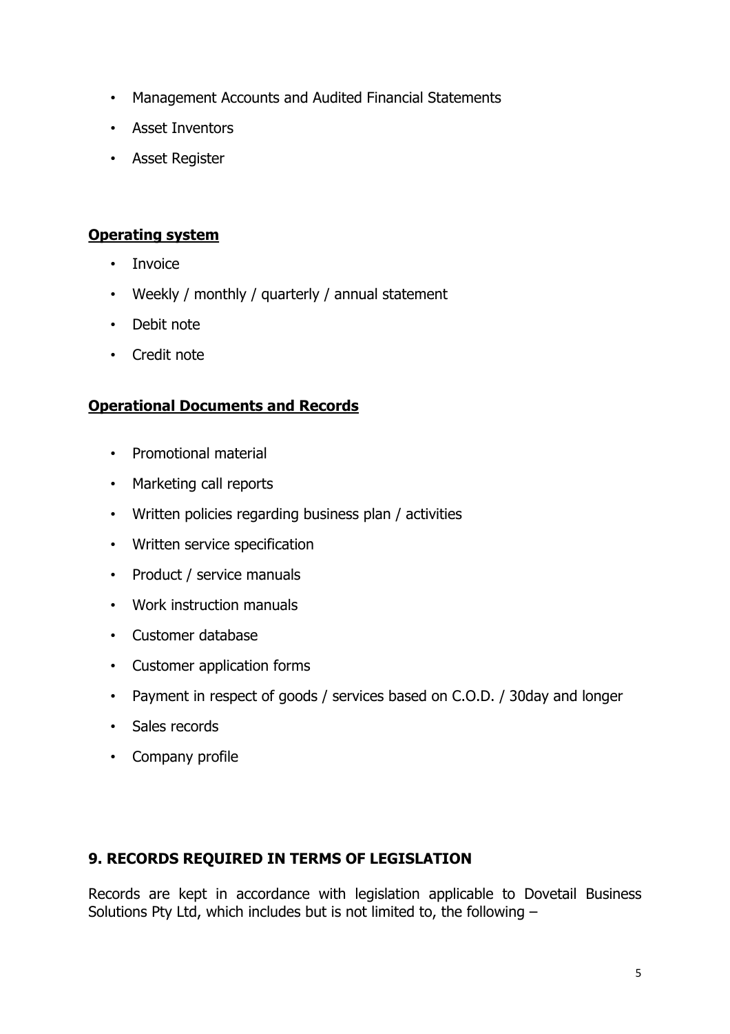- Management Accounts and Audited Financial Statements
- Asset Inventors
- Asset Register

**Operating system**

- Invoice
- Weekly / monthly / quarterly / annual statement
- Debit note
- Credit note

**Operational Documents and Records**

- Promotional material
- Marketing call reports
- Written policies regarding business plan / activities
- Written service specification
- Product / service manuals
- Work instruction manuals
- Customer database
- Customer application forms
- Payment in respect of goods / services based on C.O.D. / 30day and longer
- Sales records
- Company profile

## 9. RECORDS REQUIRED IN TERMS OF LEGISLATION

Records are kept in accordance with legislation applicable to Dovetail Business Solutions Pty Ltd, which includes but is not limited to, the following –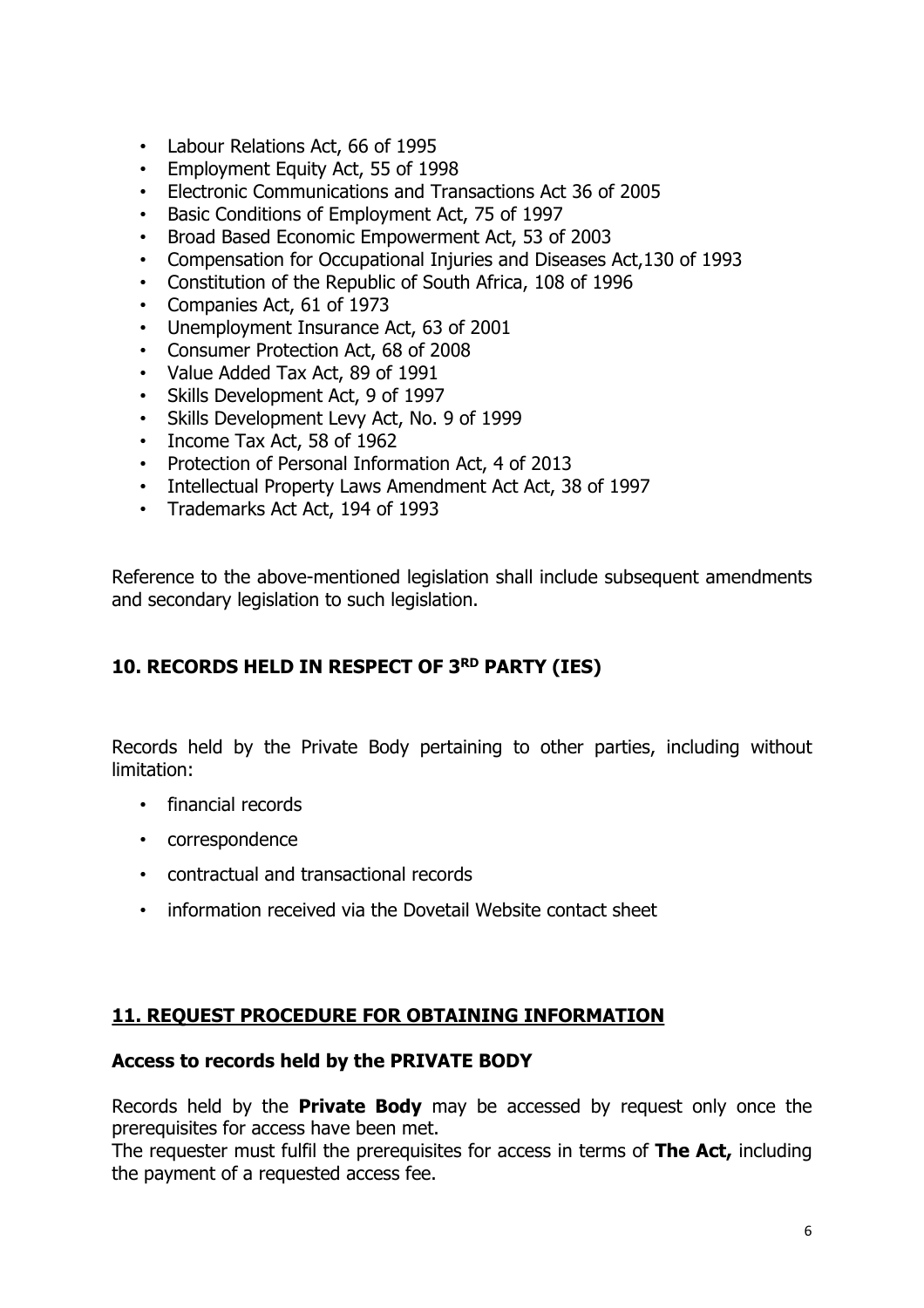- Labour Relations Act, 66 of 1995
- Employment Equity Act, 55 of 1998
- Electronic Communications and Transactions Act 36 of 2005
- Basic Conditions of Employment Act, 75 of 1997
- Broad Based Economic Empowerment Act, 53 of 2003
- Compensation for Occupational Injuries and Diseases Act,130 of 1993
- Constitution of the Republic of South Africa, 108 of 1996
- Companies Act, 61 of 1973
- Unemployment Insurance Act, 63 of 2001
- Consumer Protection Act, 68 of 2008
- Value Added Tax Act, 89 of 1991
- Skills Development Act, 9 of 1997
- Skills Development Levy Act, No. 9 of 1999
- Income Tax Act, 58 of 1962
- Protection of Personal Information Act, 4 of 2013
- Intellectual Property Laws Amendment Act Act, 38 of 1997
- Trademarks Act Act, 194 of 1993

Reference to the above-mentioned legislation shall include subsequent amendments and secondary legislation to such legislation.

## 10. RECORDS HELD IN RESPECT OF 3RD PARTY (IES)

Records held by the Private Body pertaining to other parties, including without limitation:

- financial records
- correspondence
- contractual and transactional records
- information received via the Dovetail Website contact sheet

## 11. REQUEST PROCEDURE FOR OBTAINING INFORMATION

### Access to records held by the PRIVATE BODY

Records held by the **Private Body** may be accessed by request only once the prerequisites for access have been met.
The requester must fulfil the prerequisites for access in terms of **The Act,** including the payment of a requested access fee.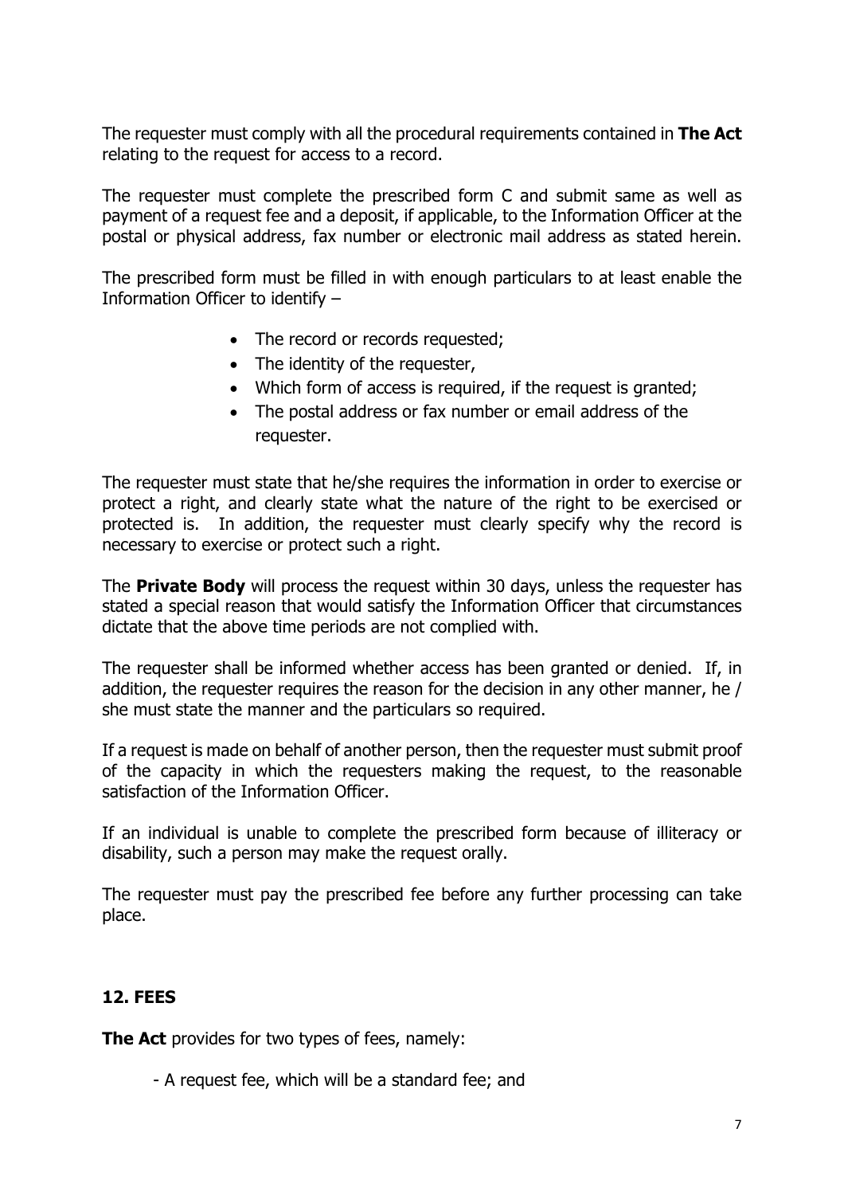The requester must comply with all the procedural requirements contained in **The Act** relating to the request for access to a record.

The requester must complete the prescribed form C and submit same as well as payment of a request fee and a deposit, if applicable, to the Information Officer at the postal or physical address, fax number or electronic mail address as stated herein.

The prescribed form must be filled in with enough particulars to at least enable the Information Officer to identify –

- The record or records requested;
- The identity of the requester,
- Which form of access is required, if the request is granted;
- The postal address or fax number or email address of the requester.

The requester must state that he/she requires the information in order to exercise or protect a right, and clearly state what the nature of the right to be exercised or protected is. In addition, the requester must clearly specify why the record is necessary to exercise or protect such a right.

The **Private Body** will process the request within 30 days, unless the requester has stated a special reason that would satisfy the Information Officer that circumstances dictate that the above time periods are not complied with.

The requester shall be informed whether access has been granted or denied. If, in addition, the requester requires the reason for the decision in any other manner, he / she must state the manner and the particulars so required.

If a request is made on behalf of another person, then the requester must submit proof of the capacity in which the requesters making the request, to the reasonable satisfaction of the Information Officer.

If an individual is unable to complete the prescribed form because of illiteracy or disability, such a person may make the request orally.

The requester must pay the prescribed fee before any further processing can take place.

## 12. FEES

**The Act** provides for two types of fees, namely:

- A request fee, which will be a standard fee; and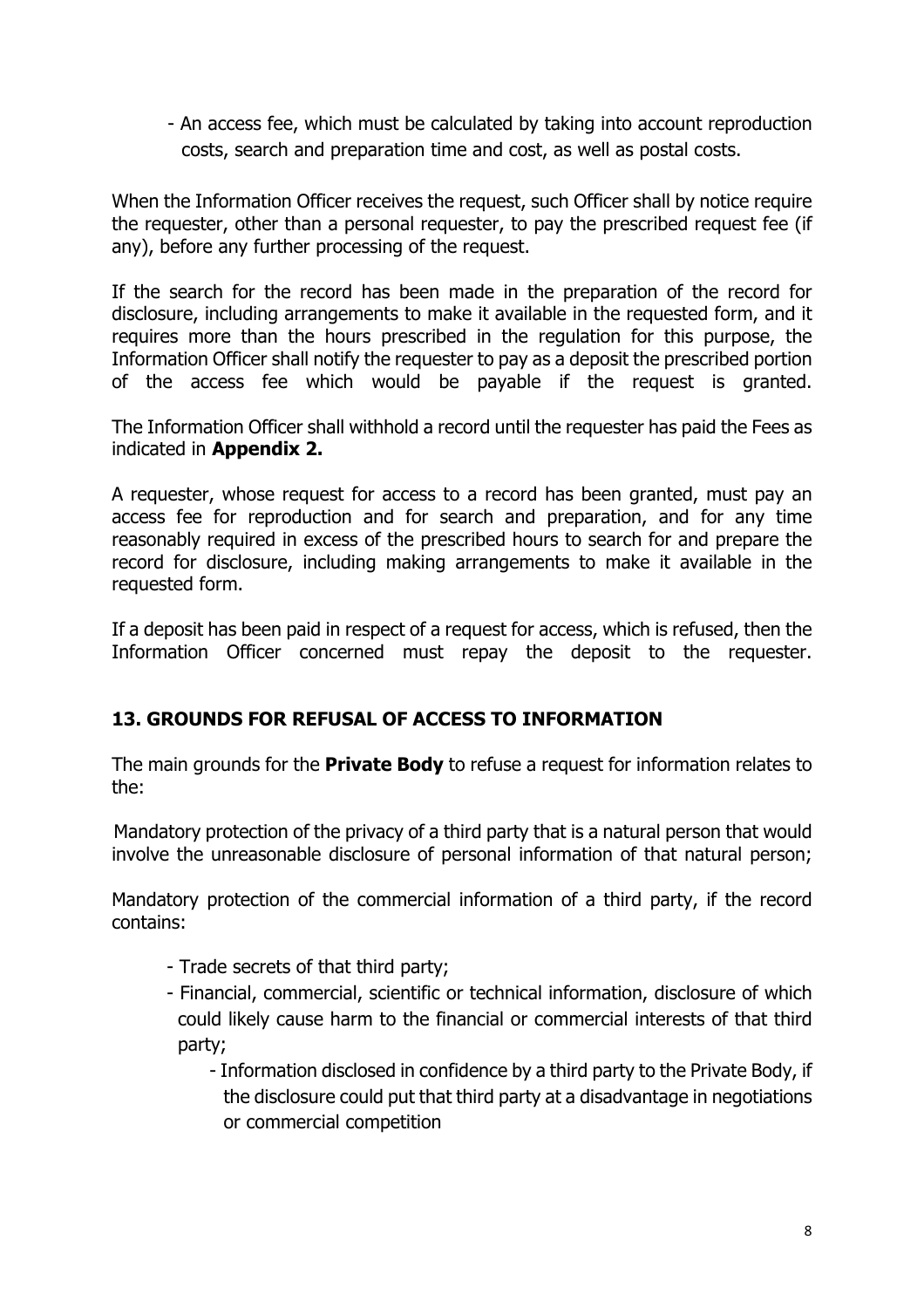- An access fee, which must be calculated by taking into account reproduction costs, search and preparation time and cost, as well as postal costs.

When the Information Officer receives the request, such Officer shall by notice require the requester, other than a personal requester, to pay the prescribed request fee (if any), before any further processing of the request.

If the search for the record has been made in the preparation of the record for disclosure, including arrangements to make it available in the requested form, and it requires more than the hours prescribed in the regulation for this purpose, the Information Officer shall notify the requester to pay as a deposit the prescribed portion of the access fee which would be payable if the request is granted.

The Information Officer shall withhold a record until the requester has paid the Fees as indicated in **Appendix 2.**

A requester, whose request for access to a record has been granted, must pay an access fee for reproduction and for search and preparation, and for any time reasonably required in excess of the prescribed hours to search for and prepare the record for disclosure, including making arrangements to make it available in the requested form.

If a deposit has been paid in respect of a request for access, which is refused, then the Information Officer concerned must repay the deposit to the requester.

## 13. GROUNDS FOR REFUSAL OF ACCESS TO INFORMATION

The main grounds for the **Private Body** to refuse a request for information relates to the:

Mandatory protection of the privacy of a third party that is a natural person that would involve the unreasonable disclosure of personal information of that natural person;

Mandatory protection of the commercial information of a third party, if the record contains:

- Trade secrets of that third party;
- Financial, commercial, scientific or technical information, disclosure of which could likely cause harm to the financial or commercial interests of that third party;
  - Information disclosed in confidence by a third party to the Private Body, if the disclosure could put that third party at a disadvantage in negotiations or commercial competition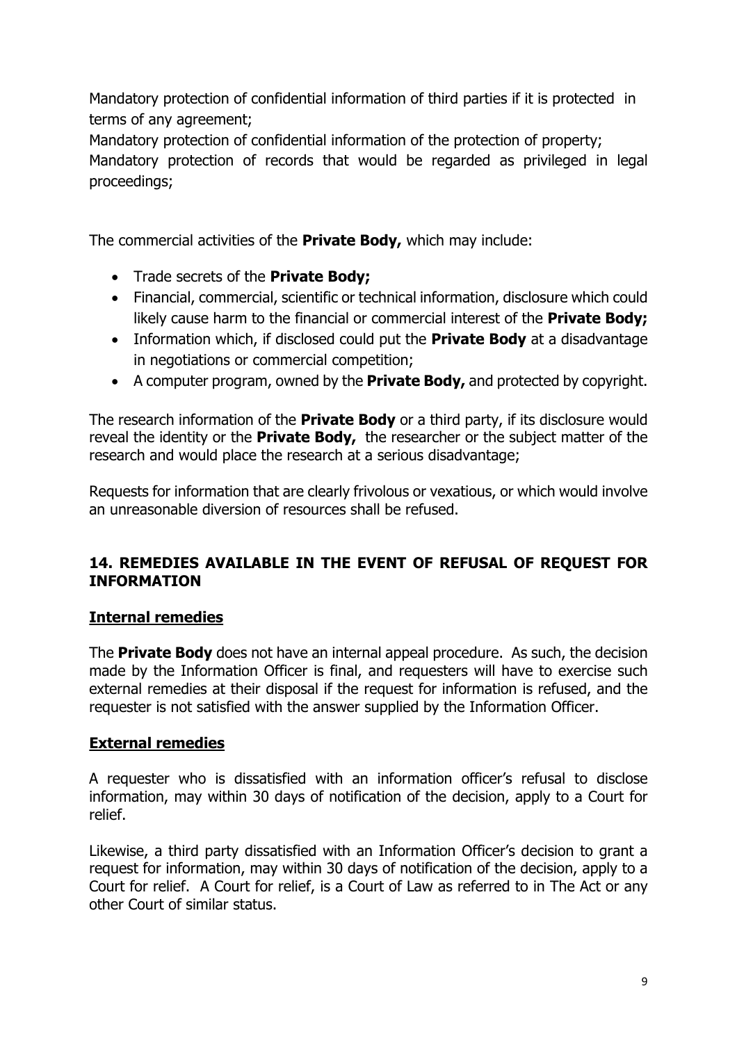Mandatory protection of confidential information of third parties if it is protected in terms of any agreement;

Mandatory protection of confidential information of the protection of property;

Mandatory protection of records that would be regarded as privileged in legal proceedings;

The commercial activities of the **Private Body,** which may include:

- Trade secrets of the **Private Body;**
- Financial, commercial, scientific or technical information, disclosure which could likely cause harm to the financial or commercial interest of the **Private Body;**
- Information which, if disclosed could put the **Private Body** at a disadvantage in negotiations or commercial competition;
- A computer program, owned by the **Private Body,** and protected by copyright.

The research information of the **Private Body** or a third party, if its disclosure would reveal the identity or the **Private Body,** the researcher or the subject matter of the research and would place the research at a serious disadvantage;

Requests for information that are clearly frivolous or vexatious, or which would involve an unreasonable diversion of resources shall be refused.

## 14. REMEDIES AVAILABLE IN THE EVENT OF REFUSAL OF REQUEST FOR INFORMATION

### Internal remedies

The **Private Body** does not have an internal appeal procedure. As such, the decision made by the Information Officer is final, and requesters will have to exercise such external remedies at their disposal if the request for information is refused, and the requester is not satisfied with the answer supplied by the Information Officer.

### External remedies

A requester who is dissatisfied with an information officer's refusal to disclose information, may within 30 days of notification of the decision, apply to a Court for relief.

Likewise, a third party dissatisfied with an Information Officer's decision to grant a request for information, may within 30 days of notification of the decision, apply to a Court for relief. A Court for relief, is a Court of Law as referred to in The Act or any other Court of similar status.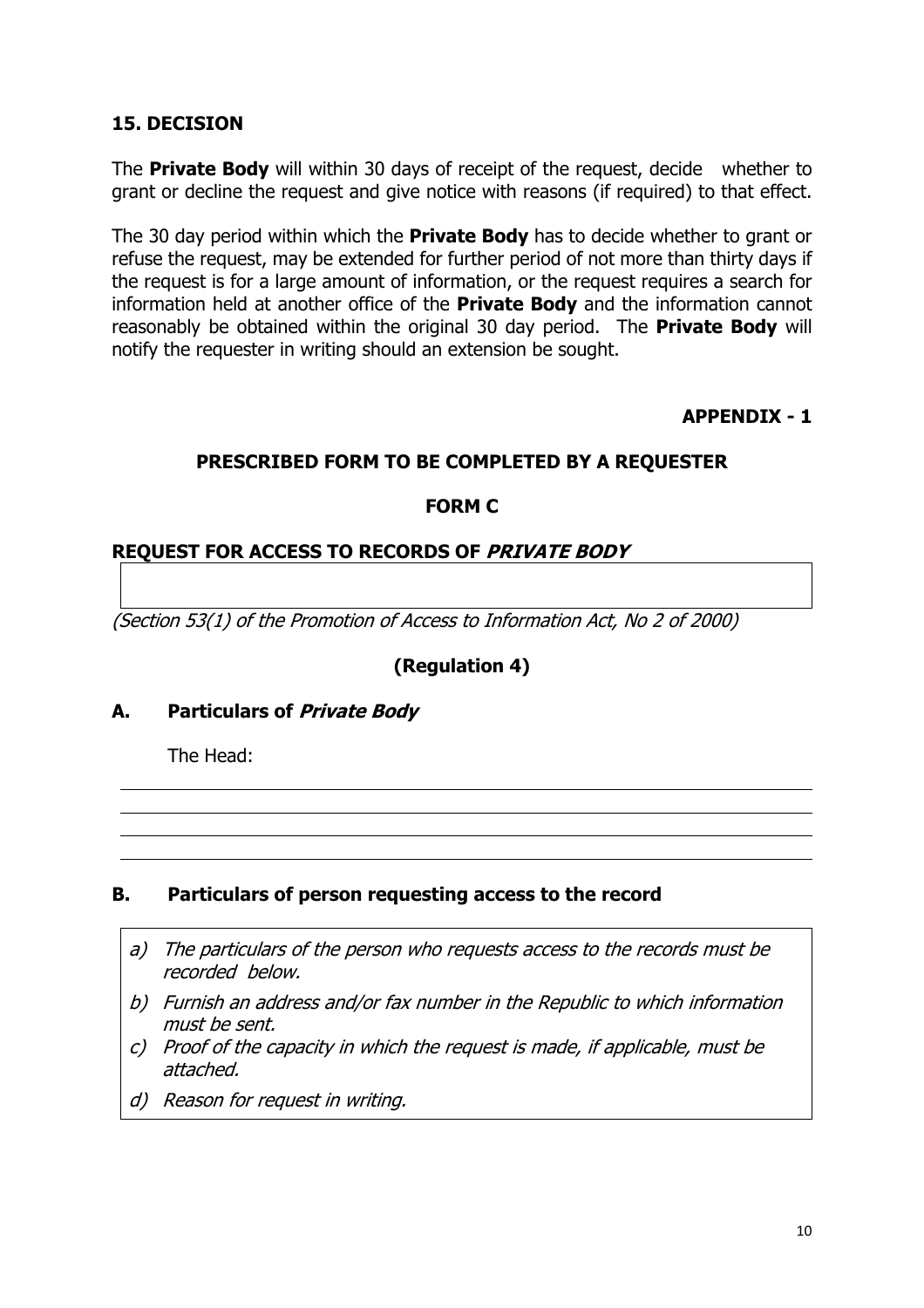## 15. DECISION

The **Private Body** will within 30 days of receipt of the request, decide whether to grant or decline the request and give notice with reasons (if required) to that effect.

The 30 day period within which the **Private Body** has to decide whether to grant or refuse the request, may be extended for further period of not more than thirty days if the request is for a large amount of information, or the request requires a search for information held at another office of the **Private Body** and the information cannot reasonably be obtained within the original 30 day period. The **Private Body** will notify the requester in writing should an extension be sought.

**APPENDIX - 1**

**PRESCRIBED FORM TO BE COMPLETED BY A REQUESTER**

**FORM C**

**REQUEST FOR ACCESS TO RECORDS OF *PRIVATE BODY***

*(Section 53(1) of the Promotion of Access to Information Act, No 2 of 2000)*

**(Regulation 4)**

### A. Particulars of *Private Body*

The Head:

______________________________________________________________________

______________________________________________________________________

______________________________________________________________________

______________________________________________________________________

### B. Particulars of person requesting access to the record

*a) The particulars of the person who requests access to the records must be recorded below.*

*b) Furnish an address and/or fax number in the Republic to which information must be sent.*

*c) Proof of the capacity in which the request is made, if applicable, must be attached.*

*d) Reason for request in writing.*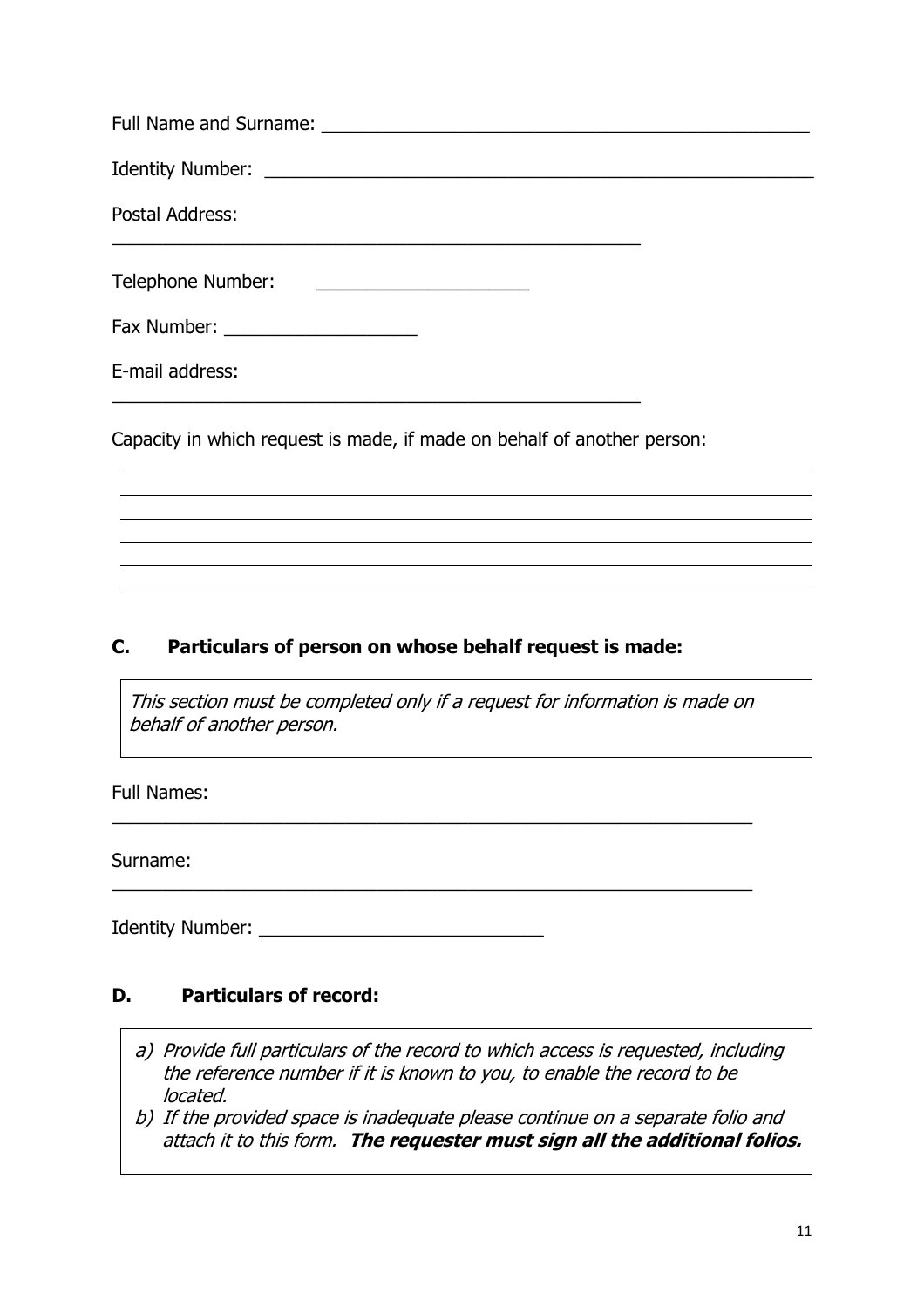Full Name and Surname: ________________________________________________

Identity Number: ____________________________________________________

Postal Address:

____________________________________________________

Telephone Number: ____________________

Fax Number: ___________________

E-mail address:

____________________________________________________

Capacity in which request is made, if made on behalf of another person:

______________________________________________________________________

______________________________________________________________________

______________________________________________________________________

______________________________________________________________________

______________________________________________________________________

______________________________________________________________________

## C. Particulars of person on whose behalf request is made:

*This section must be completed only if a request for information is made on behalf of another person.*

Full Names:

______________________________________________________________

Surname:

______________________________________________________________

Identity Number: ___________________________

## D. Particulars of record:

a) *Provide full particulars of the record to which access is requested, including the reference number if it is known to you, to enable the record to be located.*
b) *If the provided space is inadequate please continue on a separate folio and attach it to this form.* ***The requester must sign all the additional folios.***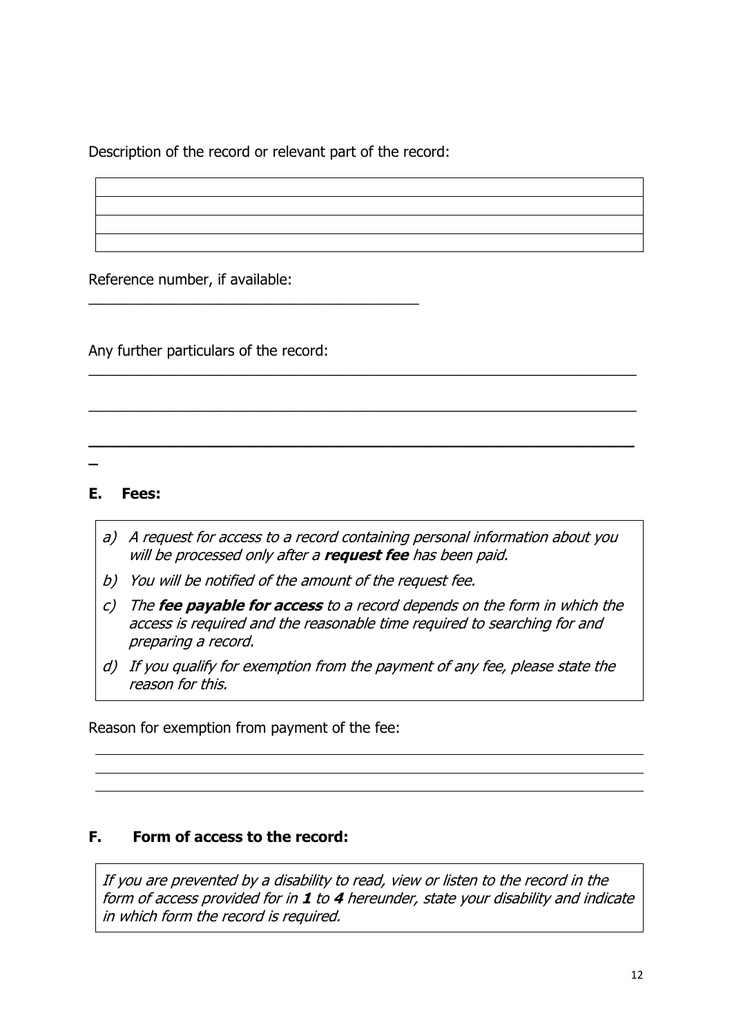Description of the record or relevant part of the record:

| |
|---|
| |
| |
| |

Reference number, if available:

______________________________________________

Any further particulars of the record:

_____________________________________________________________________________

_____________________________________________________________________________

_____________________________________________________________________________

## E. Fees:

> *a) A request for access to a record containing personal information about you will be processed only after a* ***request fee*** *has been paid.*
>
> *b) You will be notified of the amount of the request fee.*
>
> *c) The* ***fee payable for access*** *to a record depends on the form in which the access is required and the reasonable time required to searching for and preparing a record.*
>
> *d) If you qualify for exemption from the payment of any fee, please state the reason for this.*

Reason for exemption from payment of the fee:

_____________________________________________________________________________

_____________________________________________________________________________

_____________________________________________________________________________

## F. Form of access to the record:

> *If you are prevented by a disability to read, view or listen to the record in the form of access provided for in* ***1*** *to* ***4*** *hereunder, state your disability and indicate in which form the record is required.*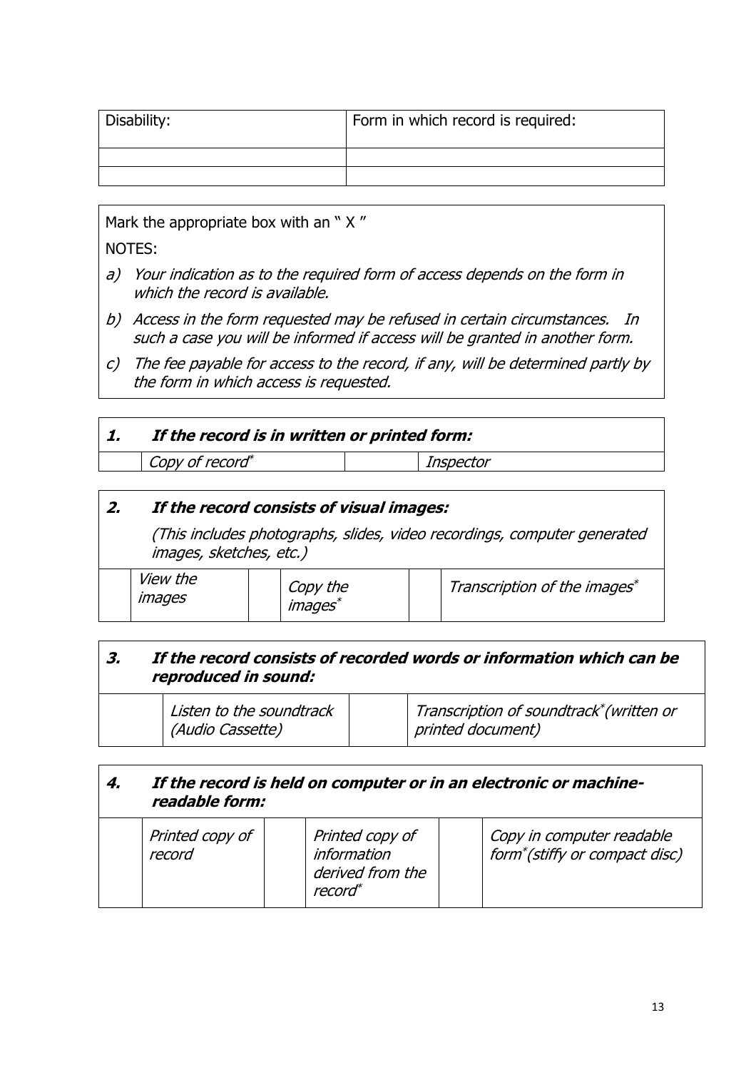| Disability: | Form in which record is required: |
|---|---|
| | |
| | |

Mark the appropriate box with an " X "

NOTES:

a) *Your indication as to the required form of access depends on the form in which the record is available.*
b) *Access in the form requested may be refused in certain circumstances. In such a case you will be informed if access will be granted in another form.*
c) *The fee payable for access to the record, if any, will be determined partly by the form in which access is requested.*

| ***1. If the record is in written or printed form:*** | | | |
|---|---|---|---|
| | *Copy of record\** | | *Inspector* |

| ***2. If the record consists of visual images:*** *(This includes photographs, slides, video recordings, computer generated images, sketches, etc.)* | | | | | |
|---|---|---|---|---|---|
| | *View the images* | | *Copy the images\** | | *Transcription of the images\** |

| ***3. If the record consists of recorded words or information which can be reproduced in sound:*** | | | |
|---|---|---|---|
| | *Listen to the soundtrack (Audio Cassette)* | | *Transcription of soundtrack\*(written or printed document)* |

| ***4. If the record is held on computer or in an electronic or machine-readable form:*** | | | | | |
|---|---|---|---|---|---|
| | *Printed copy of record* | | *Printed copy of information derived from the record\** | | *Copy in computer readable form\*(stiffy or compact disc)* |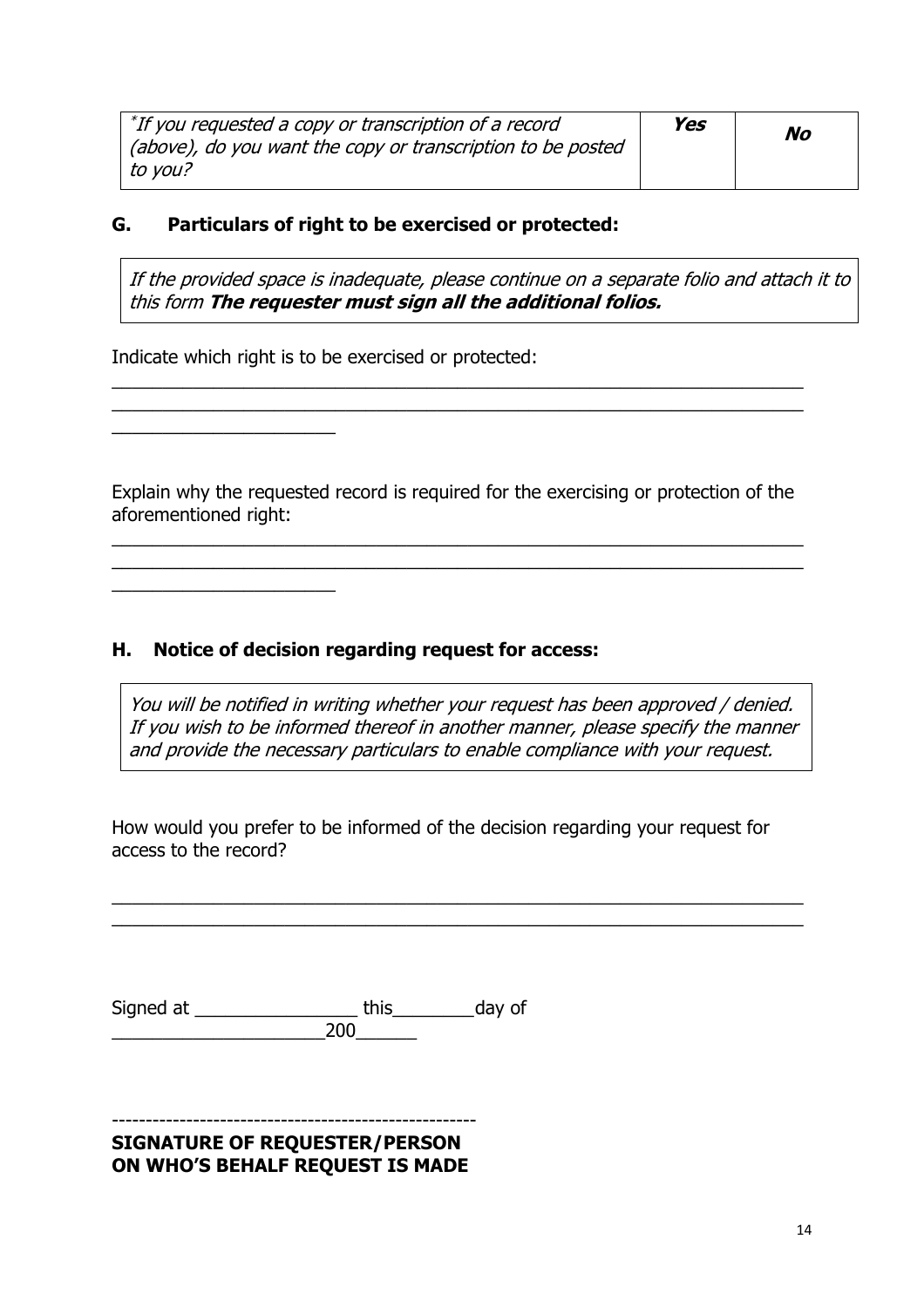| *If you requested a copy or transcription of a record (above), do you want the copy or transcription to be posted to you? | ***Yes*** | ***No*** |
|---|---|---|

## G. Particulars of right to be exercised or protected:

> *If the provided space is inadequate, please continue on a separate folio and attach it to this form* ***The requester must sign all the additional folios.***

Indicate which right is to be exercised or protected:

_____________________________________________________________________
_____________________________________________________________________
______________________

Explain why the requested record is required for the exercising or protection of the aforementioned right:

_____________________________________________________________________
_____________________________________________________________________
______________________

## H. Notice of decision regarding request for access:

> *You will be notified in writing whether your request has been approved / denied. If you wish to be informed thereof in another manner, please specify the manner and provide the necessary particulars to enable compliance with your request.*

How would you prefer to be informed of the decision regarding your request for access to the record?

_____________________________________________________________________
_____________________________________________________________________

Signed at ________________ this________day of
_____________________200______

-----------------------------------------------------
**SIGNATURE OF REQUESTER/PERSON ON WHO'S BEHALF REQUEST IS MADE**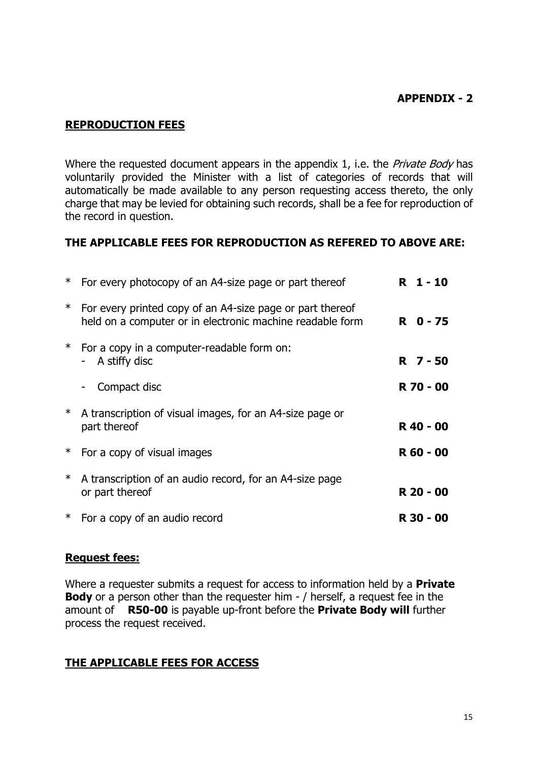**APPENDIX - 2**

## REPRODUCTION FEES

Where the requested document appears in the appendix 1, i.e. the *Private Body* has voluntarily provided the Minister with a list of categories of records that will automatically be made available to any person requesting access thereto, the only charge that may be levied for obtaining such records, shall be a fee for reproduction of the record in question.

**THE APPLICABLE FEES FOR REPRODUCTION AS REFERED TO ABOVE ARE:**

| | | |
|---|---|---|
| * | For every photocopy of an A4-size page or part thereof | **R 1 - 10** |
| * | For every printed copy of an A4-size page or part thereof held on a computer or in electronic machine readable form | **R 0 - 75** |
| * | For a copy in a computer-readable form on: - A stiffy disc | **R 7 - 50** |
| | - Compact disc | **R 70 - 00** |
| * | A transcription of visual images, for an A4-size page or part thereof | **R 40 - 00** |
| * | For a copy of visual images | **R 60 - 00** |
| * | A transcription of an audio record, for an A4-size page or part thereof | **R 20 - 00** |
| * | For a copy of an audio record | **R 30 - 00** |

**Request fees:**

Where a requester submits a request for access to information held by a **Private Body** or a person other than the requester him - / herself, a request fee in the amount of **R50-00** is payable up-front before the **Private Body will** further process the request received.

## THE APPLICABLE FEES FOR ACCESS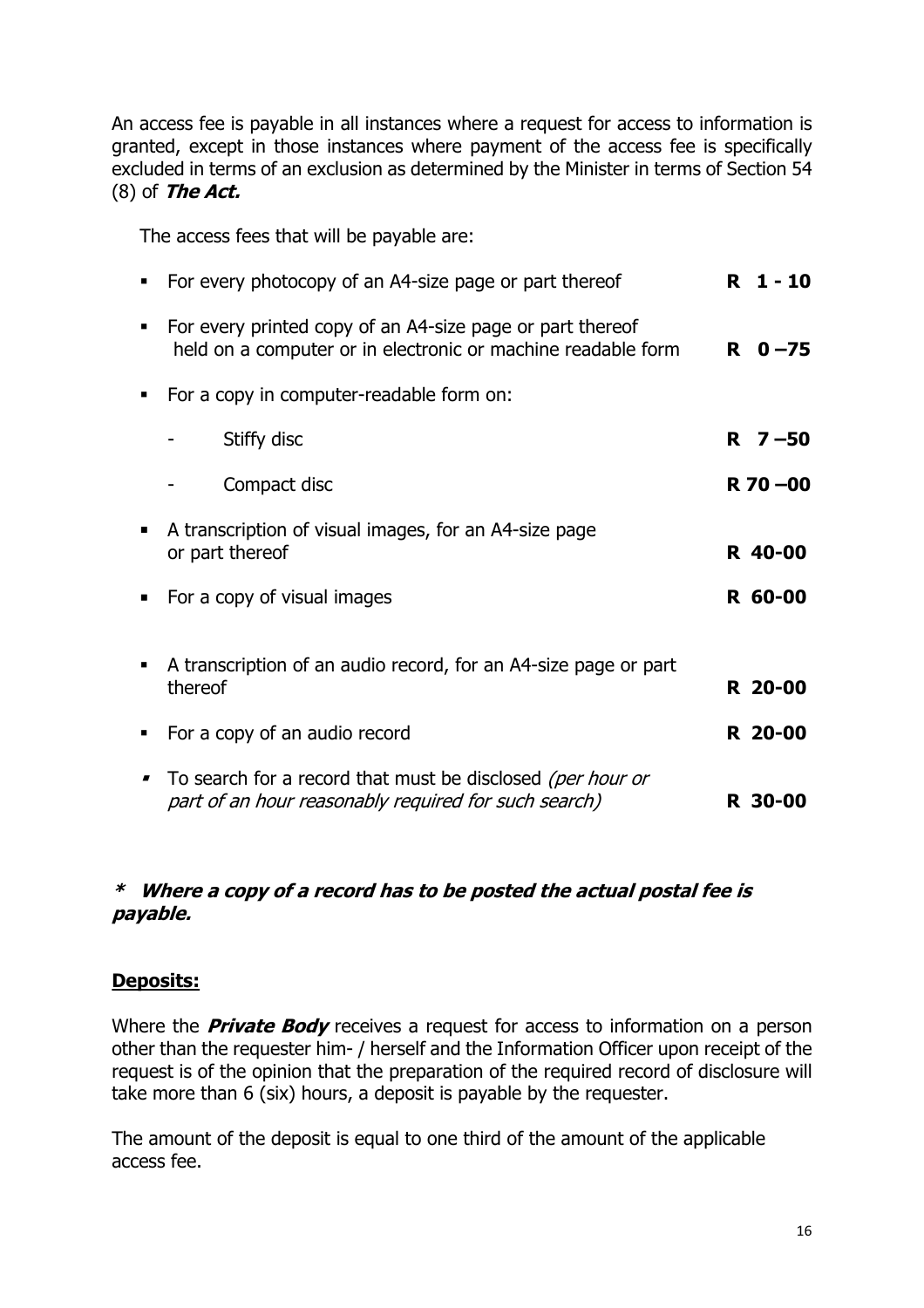An access fee is payable in all instances where a request for access to information is granted, except in those instances where payment of the access fee is specifically excluded in terms of an exclusion as determined by the Minister in terms of Section 54 (8) of ***The Act.***

The access fees that will be payable are:

- For every photocopy of an A4-size page or part thereof **R 1 - 10**
- For every printed copy of an A4-size page or part thereof held on a computer or in electronic or machine readable form **R 0 –75**
- For a copy in computer-readable form on:
  - Stiffy disc **R 7 –50**
  - Compact disc **R 70 –00**
- A transcription of visual images, for an A4-size page or part thereof **R 40-00**
- For a copy of visual images **R 60-00**
- A transcription of an audio record, for an A4-size page or part thereof **R 20-00**
- For a copy of an audio record **R 20-00**
- To search for a record that must be disclosed *(per hour or part of an hour reasonably required for such search)* **R 30-00**

***\* Where a copy of a record has to be posted the actual postal fee is payable.***

**<u>Deposits:</u>**

Where the ***Private Body*** receives a request for access to information on a person other than the requester him- / herself and the Information Officer upon receipt of the request is of the opinion that the preparation of the required record of disclosure will take more than 6 (six) hours, a deposit is payable by the requester.

The amount of the deposit is equal to one third of the amount of the applicable access fee.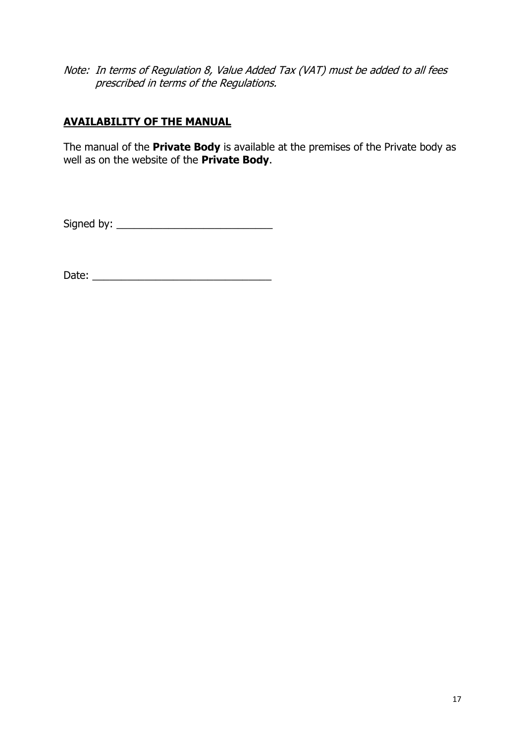*Note: In terms of Regulation 8, Value Added Tax (VAT) must be added to all fees prescribed in terms of the Regulations.*

## AVAILABILITY OF THE MANUAL

The manual of the **Private Body** is available at the premises of the Private body as well as on the website of the **Private Body**.

Signed by: ___________________________

Date: _______________________________